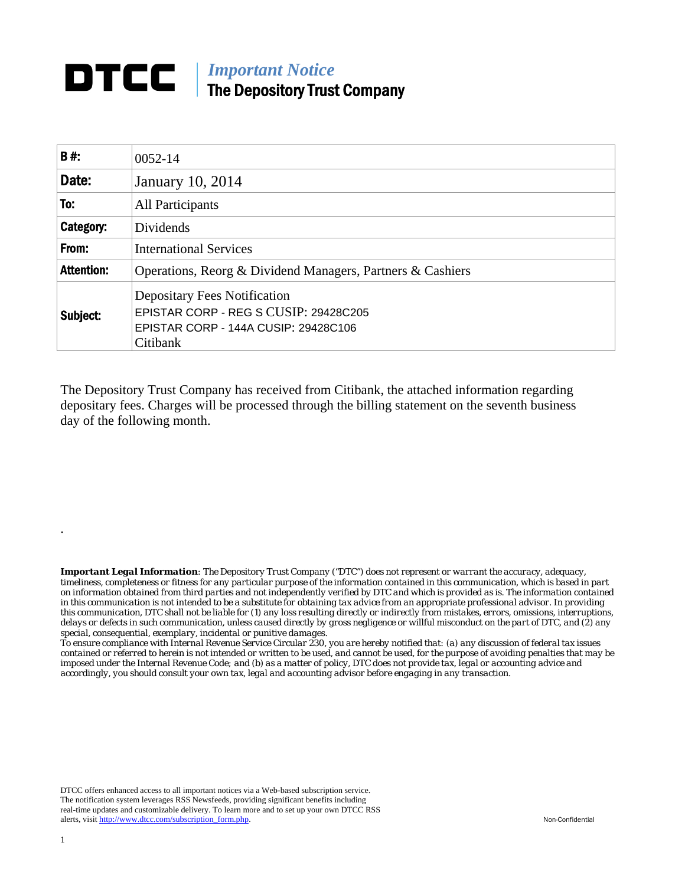# DTCC

## *Important Notice*
## The Depository Trust Company

| | |
|---|---|
| **B #:** | 0052-14 |
| **Date:** | January 10, 2014 |
| **To:** | All Participants |
| **Category:** | Dividends |
| **From:** | International Services |
| **Attention:** | Operations, Reorg & Dividend Managers, Partners & Cashiers |
| **Subject:** | Depositary Fees Notification<br>EPISTAR CORP - REG S CUSIP: 29428C205<br>EPISTAR CORP - 144A CUSIP: 29428C106<br>Citibank |

The Depository Trust Company has received from Citibank, the attached information regarding depositary fees. Charges will be processed through the billing statement on the seventh business day of the following month.

.

***Important Legal Information****: The Depository Trust Company ("DTC") does not represent or warrant the accuracy, adequacy, timeliness, completeness or fitness for any particular purpose of the information contained in this communication, which is based in part on information obtained from third parties and not independently verified by DTC and which is provided as is. The information contained in this communication is not intended to be a substitute for obtaining tax advice from an appropriate professional advisor. In providing this communication, DTC shall not be liable for (1) any loss resulting directly or indirectly from mistakes, errors, omissions, interruptions, delays or defects in such communication, unless caused directly by gross negligence or willful misconduct on the part of DTC, and (2) any special, consequential, exemplary, incidental or punitive damages.*

*To ensure compliance with Internal Revenue Service Circular 230, you are hereby notified that: (a) any discussion of federal tax issues contained or referred to herein is not intended or written to be used, and cannot be used, for the purpose of avoiding penalties that may be imposed under the Internal Revenue Code; and (b) as a matter of policy, DTC does not provide tax, legal or accounting advice and accordingly, you should consult your own tax, legal and accounting advisor before engaging in any transaction.*

DTCC offers enhanced access to all important notices via a Web-based subscription service. The notification system leverages RSS Newsfeeds, providing significant benefits including real-time updates and customizable delivery. To learn more and to set up your own DTCC RSS alerts, visit http://www.dtcc.com/subscription_form.php.

Non-Confidential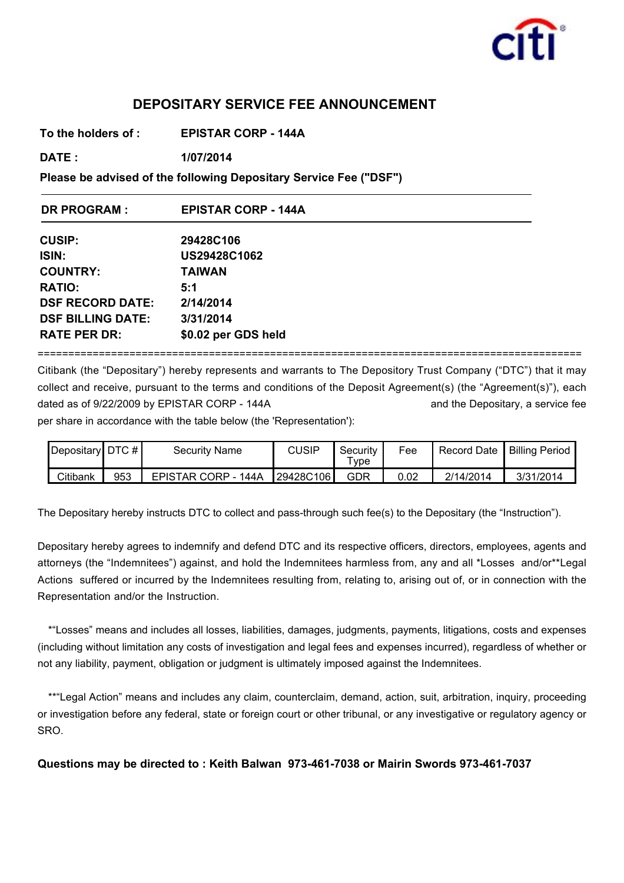## DEPOSITARY SERVICE FEE ANNOUNCEMENT

**To the holders of :** **EPISTAR CORP - 144A**

**DATE :** **1/07/2014**

**Please be advised of the following Depositary Service Fee ("DSF")**

---

**DR PROGRAM :** **EPISTAR CORP - 144A**

---

**CUSIP:** **29428C106**
**ISIN:** **US29428C1062**
**COUNTRY:** **TAIWAN**
**RATIO:** **5:1**
**DSF RECORD DATE:** **2/14/2014**
**DSF BILLING DATE:** **3/31/2014**
**RATE PER DR:** **$0.02 per GDS held**

==========================================================================================

Citibank (the “Depositary”) hereby represents and warrants to The Depository Trust Company (“DTC”) that it may collect and receive, pursuant to the terms and conditions of the Deposit Agreement(s) (the “Agreement(s)”), each dated as of 9/22/2009 by EPISTAR CORP - 144A and the Depositary, a service fee per share in accordance with the table below (the 'Representation'):

| Depositary | DTC # | Security Name | CUSIP | Security Type | Fee | Record Date | Billing Period |
|---|---|---|---|---|---|---|---|
| Citibank | 953 | EPISTAR CORP - 144A | 29428C106 | GDR | 0.02 | 2/14/2014 | 3/31/2014 |

The Depositary hereby instructs DTC to collect and pass-through such fee(s) to the Depositary (the “Instruction”).

Depositary hereby agrees to indemnify and defend DTC and its respective officers, directors, employees, agents and attorneys (the “Indemnitees”) against, and hold the Indemnitees harmless from, any and all *Losses and/or**Legal Actions suffered or incurred by the Indemnitees resulting from, relating to, arising out of, or in connection with the Representation and/or the Instruction.

*“Losses” means and includes all losses, liabilities, damages, judgments, payments, litigations, costs and expenses (including without limitation any costs of investigation and legal fees and expenses incurred), regardless of whether or not any liability, payment, obligation or judgment is ultimately imposed against the Indemnitees.

**“Legal Action” means and includes any claim, counterclaim, demand, action, suit, arbitration, inquiry, proceeding or investigation before any federal, state or foreign court or other tribunal, or any investigative or regulatory agency or SRO.

**Questions may be directed to : Keith Balwan 973-461-7038 or Mairin Swords 973-461-7037**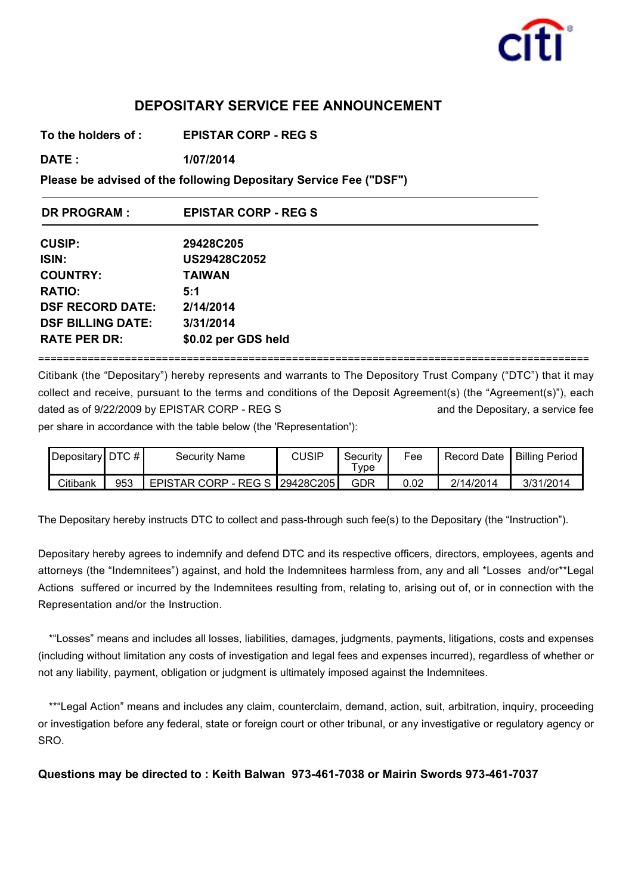# DEPOSITARY SERVICE FEE ANNOUNCEMENT

**To the holders of :** **EPISTAR CORP - REG S**

**DATE :** **1/07/2014**

**Please be advised of the following Depositary Service Fee ("DSF")**

---

**DR PROGRAM :** **EPISTAR CORP - REG S**

---

**CUSIP:** **29428C205**
**ISIN:** **US29428C2052**
**COUNTRY:** **TAIWAN**
**RATIO:** **5:1**
**DSF RECORD DATE:** **2/14/2014**
**DSF BILLING DATE:** **3/31/2014**
**RATE PER DR:** **$0.02 per GDS held**

==========================================================================================

Citibank (the “Depositary”) hereby represents and warrants to The Depository Trust Company (“DTC”) that it may collect and receive, pursuant to the terms and conditions of the Deposit Agreement(s) (the “Agreement(s)”), each dated as of 9/22/2009 by EPISTAR CORP - REG S and the Depositary, a service fee per share in accordance with the table below (the 'Representation'):

| Depositary | DTC # | Security Name | CUSIP | Security Type | Fee | Record Date | Billing Period |
|---|---|---|---|---|---|---|---|
| Citibank | 953 | EPISTAR CORP - REG S | 29428C205 | GDR | 0.02 | 2/14/2014 | 3/31/2014 |

The Depositary hereby instructs DTC to collect and pass-through such fee(s) to the Depositary (the “Instruction”).

Depositary hereby agrees to indemnify and defend DTC and its respective officers, directors, employees, agents and attorneys (the “Indemnitees”) against, and hold the Indemnitees harmless from, any and all *Losses and/or**Legal Actions suffered or incurred by the Indemnitees resulting from, relating to, arising out of, or in connection with the Representation and/or the Instruction.

*“Losses” means and includes all losses, liabilities, damages, judgments, payments, litigations, costs and expenses (including without limitation any costs of investigation and legal fees and expenses incurred), regardless of whether or not any liability, payment, obligation or judgment is ultimately imposed against the Indemnitees.

**“Legal Action” means and includes any claim, counterclaim, demand, action, suit, arbitration, inquiry, proceeding or investigation before any federal, state or foreign court or other tribunal, or any investigative or regulatory agency or SRO.

**Questions may be directed to : Keith Balwan 973-461-7038 or Mairin Swords 973-461-7037**